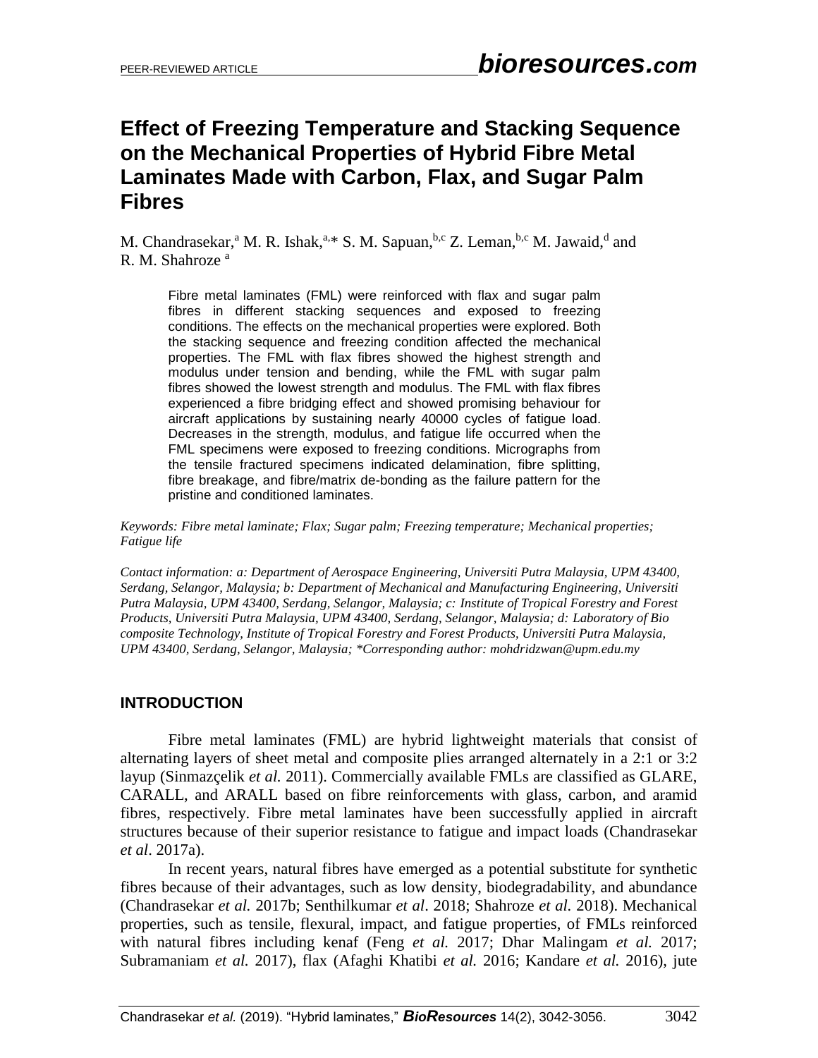# Effect of Freezing Temperature and Stacking Sequence on the Mechanical Properties of Hybrid Fibre Metal Laminates Made with Carbon, Flax, and Sugar Palm Fibres

M. Chandrasekar,[a] M. R. Ishak,[a,*] S. M. Sapuan,[b,c] Z. Leman,[b,c] M. Jawaid,[d] and R. M. Shahroze [a]

Fibre metal laminates (FML) were reinforced with flax and sugar palm fibres in different stacking sequences and exposed to freezing conditions. The effects on the mechanical properties were explored. Both the stacking sequence and freezing condition affected the mechanical properties. The FML with flax fibres showed the highest strength and modulus under tension and bending, while the FML with sugar palm fibres showed the lowest strength and modulus. The FML with flax fibres experienced a fibre bridging effect and showed promising behaviour for aircraft applications by sustaining nearly 40000 cycles of fatigue load. Decreases in the strength, modulus, and fatigue life occurred when the FML specimens were exposed to freezing conditions. Micrographs from the tensile fractured specimens indicated delamination, fibre splitting, fibre breakage, and fibre/matrix de-bonding as the failure pattern for the pristine and conditioned laminates.

*Keywords: Fibre metal laminate; Flax; Sugar palm; Freezing temperature; Mechanical properties; Fatigue life*

*Contact information: a: Department of Aerospace Engineering, Universiti Putra Malaysia, UPM 43400, Serdang, Selangor, Malaysia; b: Department of Mechanical and Manufacturing Engineering, Universiti Putra Malaysia, UPM 43400, Serdang, Selangor, Malaysia; c: Institute of Tropical Forestry and Forest Products, Universiti Putra Malaysia, UPM 43400, Serdang, Selangor, Malaysia; d: Laboratory of Bio composite Technology, Institute of Tropical Forestry and Forest Products, Universiti Putra Malaysia, UPM 43400, Serdang, Selangor, Malaysia; *Corresponding author: mohdridzwan@upm.edu.my*

## INTRODUCTION

Fibre metal laminates (FML) are hybrid lightweight materials that consist of alternating layers of sheet metal and composite plies arranged alternately in a 2:1 or 3:2 layup (Sinmazçelik *et al.* 2011). Commercially available FMLs are classified as GLARE, CARALL, and ARALL based on fibre reinforcements with glass, carbon, and aramid fibres, respectively. Fibre metal laminates have been successfully applied in aircraft structures because of their superior resistance to fatigue and impact loads (Chandrasekar *et al*. 2017a).

In recent years, natural fibres have emerged as a potential substitute for synthetic fibres because of their advantages, such as low density, biodegradability, and abundance (Chandrasekar *et al.* 2017b; Senthilkumar *et al*. 2018; Shahroze *et al.* 2018). Mechanical properties, such as tensile, flexural, impact, and fatigue properties, of FMLs reinforced with natural fibres including kenaf (Feng *et al.* 2017; Dhar Malingam *et al.* 2017; Subramaniam *et al.* 2017), flax (Afaghi Khatibi *et al.* 2016; Kandare *et al.* 2016), jute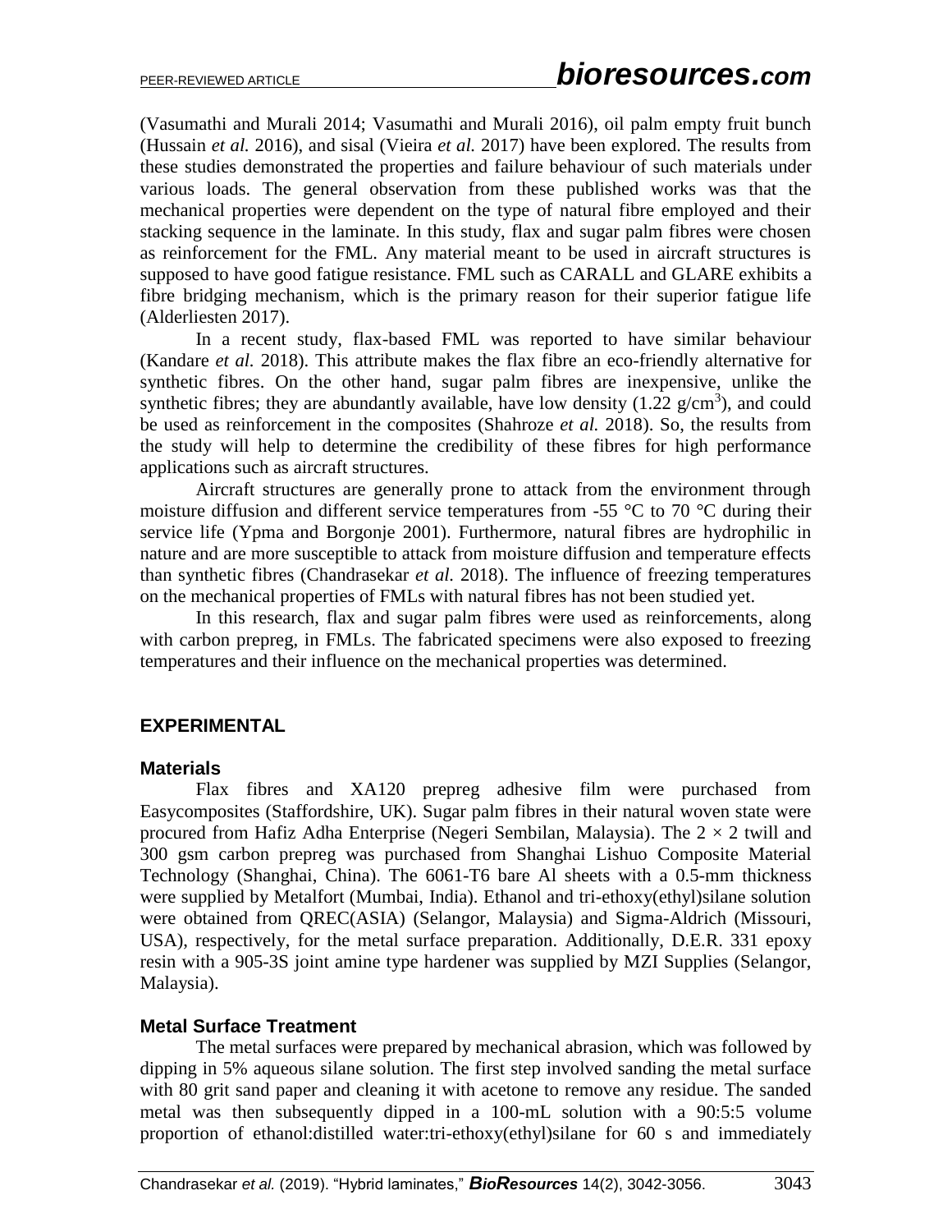(Vasumathi and Murali 2014; Vasumathi and Murali 2016), oil palm empty fruit bunch (Hussain *et al.* 2016), and sisal (Vieira *et al.* 2017) have been explored. The results from these studies demonstrated the properties and failure behaviour of such materials under various loads. The general observation from these published works was that the mechanical properties were dependent on the type of natural fibre employed and their stacking sequence in the laminate. In this study, flax and sugar palm fibres were chosen as reinforcement for the FML. Any material meant to be used in aircraft structures is supposed to have good fatigue resistance. FML such as CARALL and GLARE exhibits a fibre bridging mechanism, which is the primary reason for their superior fatigue life (Alderliesten 2017).

In a recent study, flax-based FML was reported to have similar behaviour (Kandare *et al.* 2018). This attribute makes the flax fibre an eco-friendly alternative for synthetic fibres. On the other hand, sugar palm fibres are inexpensive, unlike the synthetic fibres; they are abundantly available, have low density (1.22 g/cm$^3$), and could be used as reinforcement in the composites (Shahroze *et al.* 2018). So, the results from the study will help to determine the credibility of these fibres for high performance applications such as aircraft structures.

Aircraft structures are generally prone to attack from the environment through moisture diffusion and different service temperatures from -55 °C to 70 °C during their service life (Ypma and Borgonje 2001). Furthermore, natural fibres are hydrophilic in nature and are more susceptible to attack from moisture diffusion and temperature effects than synthetic fibres (Chandrasekar *et al.* 2018). The influence of freezing temperatures on the mechanical properties of FMLs with natural fibres has not been studied yet.

In this research, flax and sugar palm fibres were used as reinforcements, along with carbon prepreg, in FMLs. The fabricated specimens were also exposed to freezing temperatures and their influence on the mechanical properties was determined.

## EXPERIMENTAL

### Materials

Flax fibres and XA120 prepreg adhesive film were purchased from Easycomposites (Staffordshire, UK). Sugar palm fibres in their natural woven state were procured from Hafiz Adha Enterprise (Negeri Sembilan, Malaysia). The 2 × 2 twill and 300 gsm carbon prepreg was purchased from Shanghai Lishuo Composite Material Technology (Shanghai, China). The 6061-T6 bare Al sheets with a 0.5-mm thickness were supplied by Metalfort (Mumbai, India). Ethanol and tri-ethoxy(ethyl)silane solution were obtained from QREC(ASIA) (Selangor, Malaysia) and Sigma-Aldrich (Missouri, USA), respectively, for the metal surface preparation. Additionally, D.E.R. 331 epoxy resin with a 905-3S joint amine type hardener was supplied by MZI Supplies (Selangor, Malaysia).

### Metal Surface Treatment

The metal surfaces were prepared by mechanical abrasion, which was followed by dipping in 5% aqueous silane solution. The first step involved sanding the metal surface with 80 grit sand paper and cleaning it with acetone to remove any residue. The sanded metal was then subsequently dipped in a 100-mL solution with a 90:5:5 volume proportion of ethanol:distilled water:tri-ethoxy(ethyl)silane for 60 s and immediately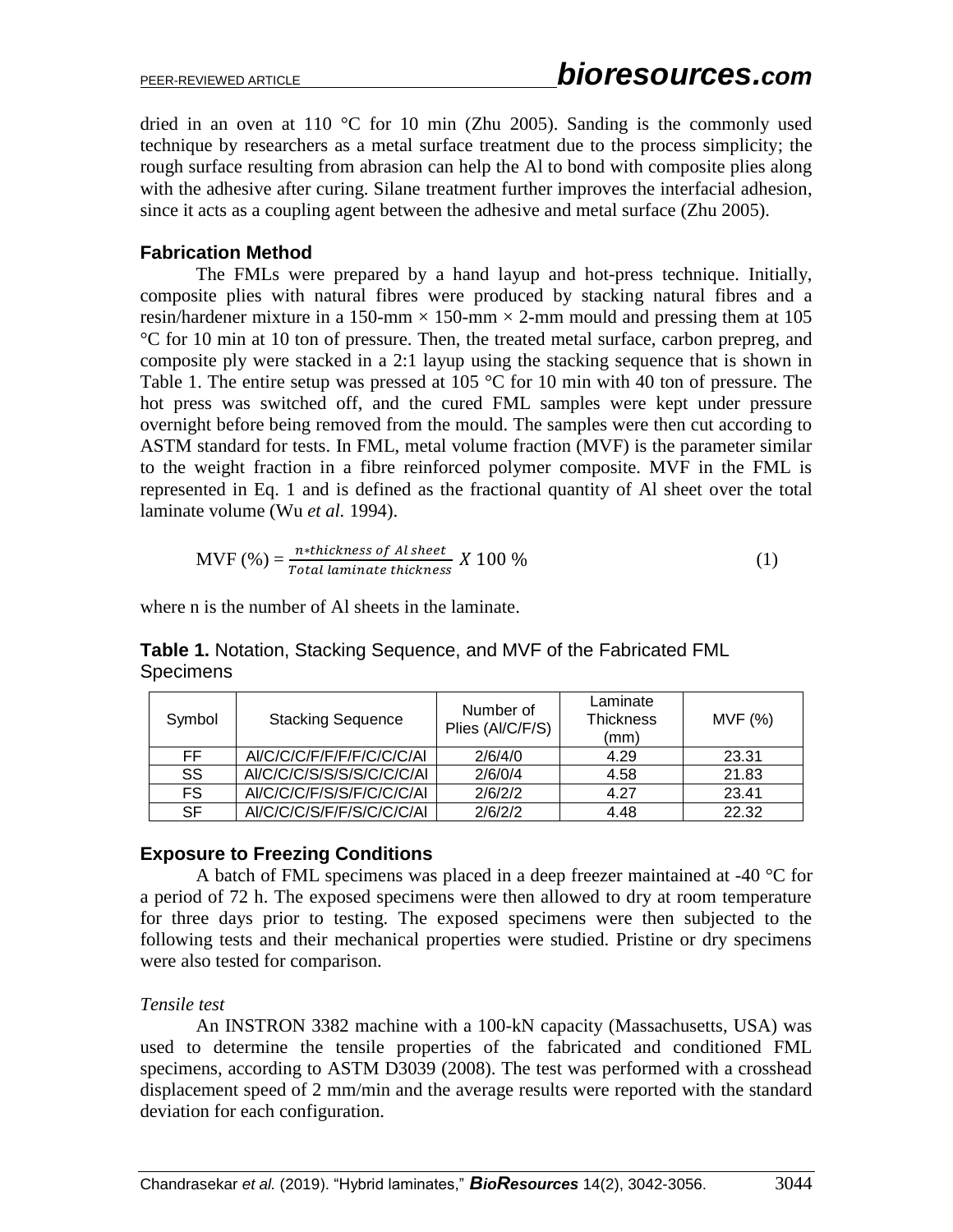dried in an oven at 110 °C for 10 min (Zhu 2005). Sanding is the commonly used technique by researchers as a metal surface treatment due to the process simplicity; the rough surface resulting from abrasion can help the Al to bond with composite plies along with the adhesive after curing. Silane treatment further improves the interfacial adhesion, since it acts as a coupling agent between the adhesive and metal surface (Zhu 2005).

### Fabrication Method

The FMLs were prepared by a hand layup and hot-press technique. Initially, composite plies with natural fibres were produced by stacking natural fibres and a resin/hardener mixture in a 150-mm × 150-mm × 2-mm mould and pressing them at 105 °C for 10 min at 10 ton of pressure. Then, the treated metal surface, carbon prepreg, and composite ply were stacked in a 2:1 layup using the stacking sequence that is shown in Table 1. The entire setup was pressed at 105 °C for 10 min with 40 ton of pressure. The hot press was switched off, and the cured FML samples were kept under pressure overnight before being removed from the mould. The samples were then cut according to ASTM standard for tests. In FML, metal volume fraction (MVF) is the parameter similar to the weight fraction in a fibre reinforced polymer composite. MVF in the FML is represented in Eq. 1 and is defined as the fractional quantity of Al sheet over the total laminate volume (Wu *et al.* 1994).

$$\text{MVF (\%)} = \frac{n * \text{thickness of Al sheet}}{\text{Total laminate thickness}} \; X \; 100 \; \% \tag{1}$$

where n is the number of Al sheets in the laminate.

**Table 1.** Notation, Stacking Sequence, and MVF of the Fabricated FML Specimens

| Symbol | Stacking Sequence | Number of Plies (Al/C/F/S) | Laminate Thickness (mm) | MVF (%) |
|---|---|---|---|---|
| FF | Al/C/C/C/F/F/F/F/C/C/C/Al | 2/6/4/0 | 4.29 | 23.31 |
| SS | Al/C/C/C/S/S/S/S/C/C/C/Al | 2/6/0/4 | 4.58 | 21.83 |
| FS | Al/C/C/C/F/S/S/F/C/C/C/Al | 2/6/2/2 | 4.27 | 23.41 |
| SF | Al/C/C/C/S/F/F/S/C/C/C/Al | 2/6/2/2 | 4.48 | 22.32 |

### Exposure to Freezing Conditions

A batch of FML specimens was placed in a deep freezer maintained at -40 °C for a period of 72 h. The exposed specimens were then allowed to dry at room temperature for three days prior to testing. The exposed specimens were then subjected to the following tests and their mechanical properties were studied. Pristine or dry specimens were also tested for comparison.

*Tensile test*

An INSTRON 3382 machine with a 100-kN capacity (Massachusetts, USA) was used to determine the tensile properties of the fabricated and conditioned FML specimens, according to ASTM D3039 (2008). The test was performed with a crosshead displacement speed of 2 mm/min and the average results were reported with the standard deviation for each configuration.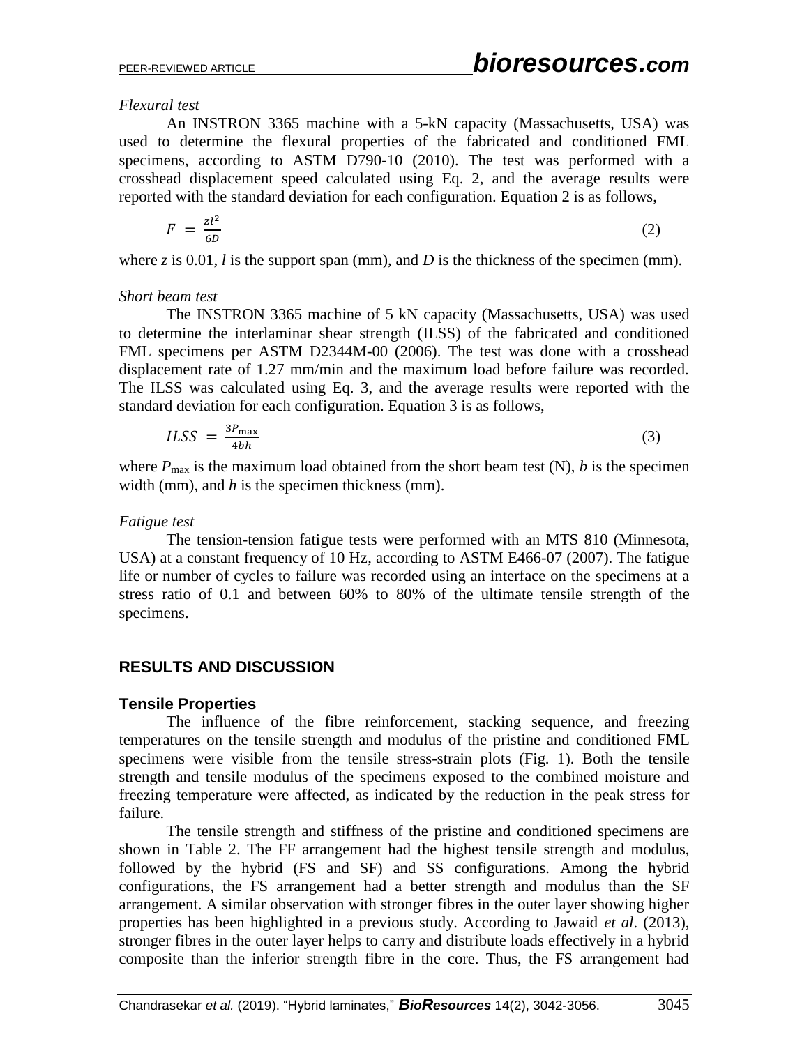*Flexural test*

An INSTRON 3365 machine with a 5-kN capacity (Massachusetts, USA) was used to determine the flexural properties of the fabricated and conditioned FML specimens, according to ASTM D790-10 (2010). The test was performed with a crosshead displacement speed calculated using Eq. 2, and the average results were reported with the standard deviation for each configuration. Equation 2 is as follows,

$$F = \frac{zl^2}{6D} \tag{2}$$

where $z$ is 0.01, $l$ is the support span (mm), and $D$ is the thickness of the specimen (mm).

*Short beam test*

The INSTRON 3365 machine of 5 kN capacity (Massachusetts, USA) was used to determine the interlaminar shear strength (ILSS) of the fabricated and conditioned FML specimens per ASTM D2344M-00 (2006). The test was done with a crosshead displacement rate of 1.27 mm/min and the maximum load before failure was recorded. The ILSS was calculated using Eq. 3, and the average results were reported with the standard deviation for each configuration. Equation 3 is as follows,

$$ILSS = \frac{3P_{\max}}{4bh} \tag{3}$$

where $P_{\max}$ is the maximum load obtained from the short beam test (N), $b$ is the specimen width (mm), and $h$ is the specimen thickness (mm).

*Fatigue test*

The tension-tension fatigue tests were performed with an MTS 810 (Minnesota, USA) at a constant frequency of 10 Hz, according to ASTM E466-07 (2007). The fatigue life or number of cycles to failure was recorded using an interface on the specimens at a stress ratio of 0.1 and between 60% to 80% of the ultimate tensile strength of the specimens.

## RESULTS AND DISCUSSION

### Tensile Properties

The influence of the fibre reinforcement, stacking sequence, and freezing temperatures on the tensile strength and modulus of the pristine and conditioned FML specimens were visible from the tensile stress-strain plots (Fig. 1). Both the tensile strength and tensile modulus of the specimens exposed to the combined moisture and freezing temperature were affected, as indicated by the reduction in the peak stress for failure.

The tensile strength and stiffness of the pristine and conditioned specimens are shown in Table 2. The FF arrangement had the highest tensile strength and modulus, followed by the hybrid (FS and SF) and SS configurations. Among the hybrid configurations, the FS arrangement had a better strength and modulus than the SF arrangement. A similar observation with stronger fibres in the outer layer showing higher properties has been highlighted in a previous study. According to Jawaid *et al*. (2013), stronger fibres in the outer layer helps to carry and distribute loads effectively in a hybrid composite than the inferior strength fibre in the core. Thus, the FS arrangement had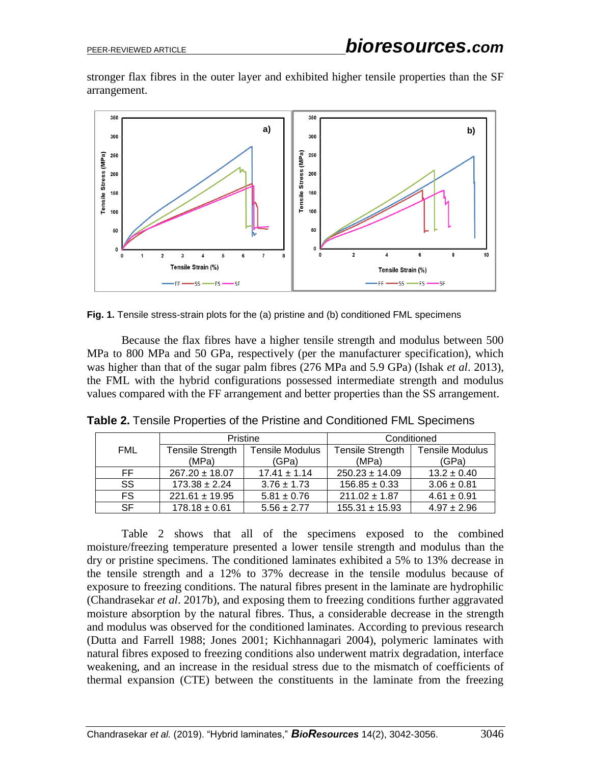stronger flax fibres in the outer layer and exhibited higher tensile properties than the SF arrangement.

**Fig. 1.** Tensile stress-strain plots for the (a) pristine and (b) conditioned FML specimens

Because the flax fibres have a higher tensile strength and modulus between 500 MPa to 800 MPa and 50 GPa, respectively (per the manufacturer specification), which was higher than that of the sugar palm fibres (276 MPa and 5.9 GPa) (Ishak *et al*. 2013), the FML with the hybrid configurations possessed intermediate strength and modulus values compared with the FF arrangement and better properties than the SS arrangement.

**Table 2.** Tensile Properties of the Pristine and Conditioned FML Specimens

| FML | Pristine | | Conditioned | |
|---|---|---|---|---|
| | Tensile Strength (MPa) | Tensile Modulus (GPa) | Tensile Strength (MPa) | Tensile Modulus (GPa) |
| FF | 267.20 ± 18.07 | 17.41 ± 1.14 | 250.23 ± 14.09 | 13.2 ± 0.40 |
| SS | 173.38 ± 2.24 | 3.76 ± 1.73 | 156.85 ± 0.33 | 3.06 ± 0.81 |
| FS | 221.61 ± 19.95 | 5.81 ± 0.76 | 211.02 ± 1.87 | 4.61 ± 0.91 |
| SF | 178.18 ± 0.61 | 5.56 ± 2.77 | 155.31 ± 15.93 | 4.97 ± 2.96 |

Table 2 shows that all of the specimens exposed to the combined moisture/freezing temperature presented a lower tensile strength and modulus than the dry or pristine specimens. The conditioned laminates exhibited a 5% to 13% decrease in the tensile strength and a 12% to 37% decrease in the tensile modulus because of exposure to freezing conditions. The natural fibres present in the laminate are hydrophilic (Chandrasekar *et al*. 2017b), and exposing them to freezing conditions further aggravated moisture absorption by the natural fibres. Thus, a considerable decrease in the strength and modulus was observed for the conditioned laminates. According to previous research (Dutta and Farrell 1988; Jones 2001; Kichhannagari 2004), polymeric laminates with natural fibres exposed to freezing conditions also underwent matrix degradation, interface weakening, and an increase in the residual stress due to the mismatch of coefficients of thermal expansion (CTE) between the constituents in the laminate from the freezing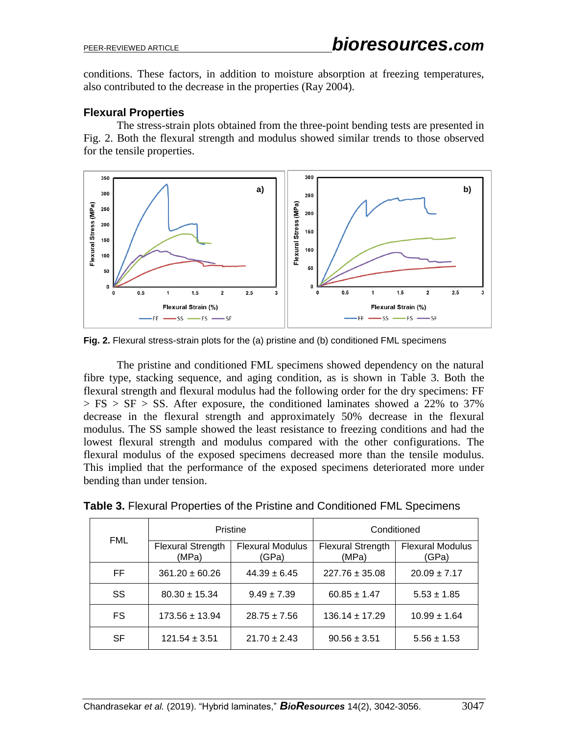conditions. These factors, in addition to moisture absorption at freezing temperatures, also contributed to the decrease in the properties (Ray 2004).

### Flexural Properties

The stress-strain plots obtained from the three-point bending tests are presented in Fig. 2. Both the flexural strength and modulus showed similar trends to those observed for the tensile properties.

**Fig. 2.** Flexural stress-strain plots for the (a) pristine and (b) conditioned FML specimens

The pristine and conditioned FML specimens showed dependency on the natural fibre type, stacking sequence, and aging condition, as is shown in Table 3. Both the flexural strength and flexural modulus had the following order for the dry specimens: FF > FS > SF > SS. After exposure, the conditioned laminates showed a 22% to 37% decrease in the flexural strength and approximately 50% decrease in the flexural modulus. The SS sample showed the least resistance to freezing conditions and had the lowest flexural strength and modulus compared with the other configurations. The flexural modulus of the exposed specimens decreased more than the tensile modulus. This implied that the performance of the exposed specimens deteriorated more under bending than under tension.

**Table 3.** Flexural Properties of the Pristine and Conditioned FML Specimens

| FML | Pristine | | Conditioned | |
|---|---|---|---|---|
| | Flexural Strength (MPa) | Flexural Modulus (GPa) | Flexural Strength (MPa) | Flexural Modulus (GPa) |
| FF | 361.20 ± 60.26 | 44.39 ± 6.45 | 227.76 ± 35.08 | 20.09 ± 7.17 |
| SS | 80.30 ± 15.34 | 9.49 ± 7.39 | 60.85 ± 1.47 | 5.53 ± 1.85 |
| FS | 173.56 ± 13.94 | 28.75 ± 7.56 | 136.14 ± 17.29 | 10.99 ± 1.64 |
| SF | 121.54 ± 3.51 | 21.70 ± 2.43 | 90.56 ± 3.51 | 5.56 ± 1.53 |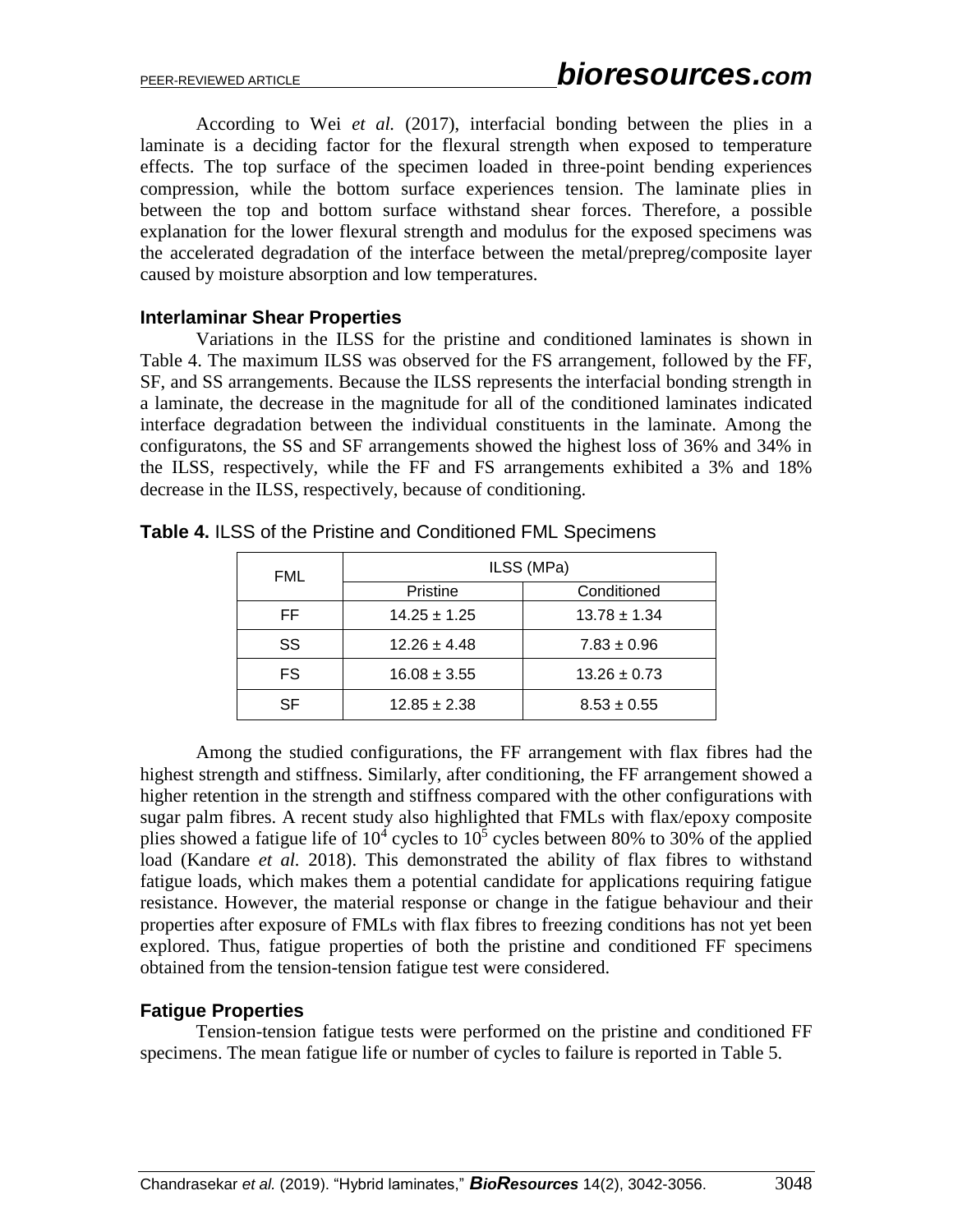According to Wei *et al.* (2017), interfacial bonding between the plies in a laminate is a deciding factor for the flexural strength when exposed to temperature effects. The top surface of the specimen loaded in three-point bending experiences compression, while the bottom surface experiences tension. The laminate plies in between the top and bottom surface withstand shear forces. Therefore, a possible explanation for the lower flexural strength and modulus for the exposed specimens was the accelerated degradation of the interface between the metal/prepreg/composite layer caused by moisture absorption and low temperatures.

### Interlaminar Shear Properties

Variations in the ILSS for the pristine and conditioned laminates is shown in Table 4. The maximum ILSS was observed for the FS arrangement, followed by the FF, SF, and SS arrangements. Because the ILSS represents the interfacial bonding strength in a laminate, the decrease in the magnitude for all of the conditioned laminates indicated interface degradation between the individual constituents in the laminate. Among the configuratons, the SS and SF arrangements showed the highest loss of 36% and 34% in the ILSS, respectively, while the FF and FS arrangements exhibited a 3% and 18% decrease in the ILSS, respectively, because of conditioning.

**Table 4.** ILSS of the Pristine and Conditioned FML Specimens

| FML | ILSS (MPa) | |
|---|---|---|
| | Pristine | Conditioned |
| FF | 14.25 ± 1.25 | 13.78 ± 1.34 |
| SS | 12.26 ± 4.48 | 7.83 ± 0.96 |
| FS | 16.08 ± 3.55 | 13.26 ± 0.73 |
| SF | 12.85 ± 2.38 | 8.53 ± 0.55 |

Among the studied configurations, the FF arrangement with flax fibres had the highest strength and stiffness. Similarly, after conditioning, the FF arrangement showed a higher retention in the strength and stiffness compared with the other configurations with sugar palm fibres. A recent study also highlighted that FMLs with flax/epoxy composite plies showed a fatigue life of $10^4$ cycles to $10^5$ cycles between 80% to 30% of the applied load (Kandare *et al.* 2018). This demonstrated the ability of flax fibres to withstand fatigue loads, which makes them a potential candidate for applications requiring fatigue resistance. However, the material response or change in the fatigue behaviour and their properties after exposure of FMLs with flax fibres to freezing conditions has not yet been explored. Thus, fatigue properties of both the pristine and conditioned FF specimens obtained from the tension-tension fatigue test were considered.

### Fatigue Properties

Tension-tension fatigue tests were performed on the pristine and conditioned FF specimens. The mean fatigue life or number of cycles to failure is reported in Table 5.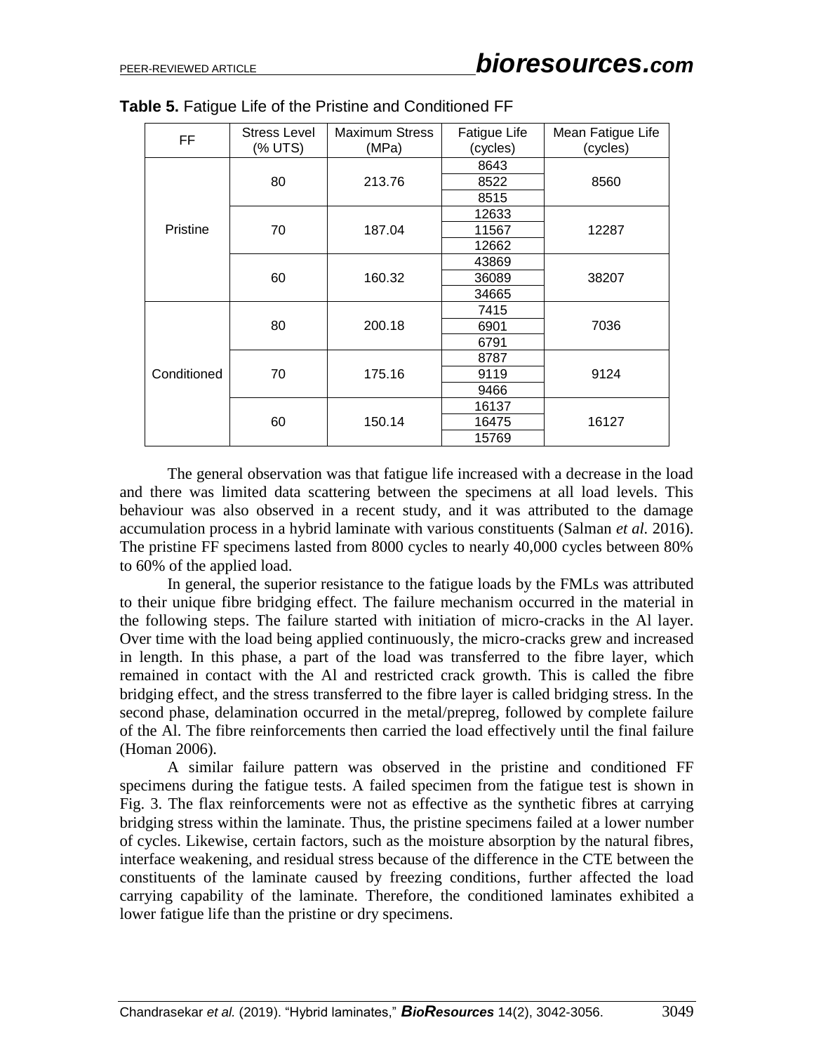**Table 5.** Fatigue Life of the Pristine and Conditioned FF

| FF | Stress Level (% UTS) | Maximum Stress (MPa) | Fatigue Life (cycles) | Mean Fatigue Life (cycles) |
|---|---|---|---|---|
| Pristine | 80 | 213.76 | 8643 | 8560 |
| | | | 8522 | |
| | | | 8515 | |
| | 70 | 187.04 | 12633 | 12287 |
| | | | 11567 | |
| | | | 12662 | |
| | 60 | 160.32 | 43869 | 38207 |
| | | | 36089 | |
| | | | 34665 | |
| Conditioned | 80 | 200.18 | 7415 | 7036 |
| | | | 6901 | |
| | | | 6791 | |
| | 70 | 175.16 | 8787 | 9124 |
| | | | 9119 | |
| | | | 9466 | |
| | 60 | 150.14 | 16137 | 16127 |
| | | | 16475 | |
| | | | 15769 | |

The general observation was that fatigue life increased with a decrease in the load and there was limited data scattering between the specimens at all load levels. This behaviour was also observed in a recent study, and it was attributed to the damage accumulation process in a hybrid laminate with various constituents (Salman *et al.* 2016). The pristine FF specimens lasted from 8000 cycles to nearly 40,000 cycles between 80% to 60% of the applied load.

In general, the superior resistance to the fatigue loads by the FMLs was attributed to their unique fibre bridging effect. The failure mechanism occurred in the material in the following steps. The failure started with initiation of micro-cracks in the Al layer. Over time with the load being applied continuously, the micro-cracks grew and increased in length. In this phase, a part of the load was transferred to the fibre layer, which remained in contact with the Al and restricted crack growth. This is called the fibre bridging effect, and the stress transferred to the fibre layer is called bridging stress. In the second phase, delamination occurred in the metal/prepreg, followed by complete failure of the Al. The fibre reinforcements then carried the load effectively until the final failure (Homan 2006).

A similar failure pattern was observed in the pristine and conditioned FF specimens during the fatigue tests. A failed specimen from the fatigue test is shown in Fig. 3. The flax reinforcements were not as effective as the synthetic fibres at carrying bridging stress within the laminate. Thus, the pristine specimens failed at a lower number of cycles. Likewise, certain factors, such as the moisture absorption by the natural fibres, interface weakening, and residual stress because of the difference in the CTE between the constituents of the laminate caused by freezing conditions, further affected the load carrying capability of the laminate. Therefore, the conditioned laminates exhibited a lower fatigue life than the pristine or dry specimens.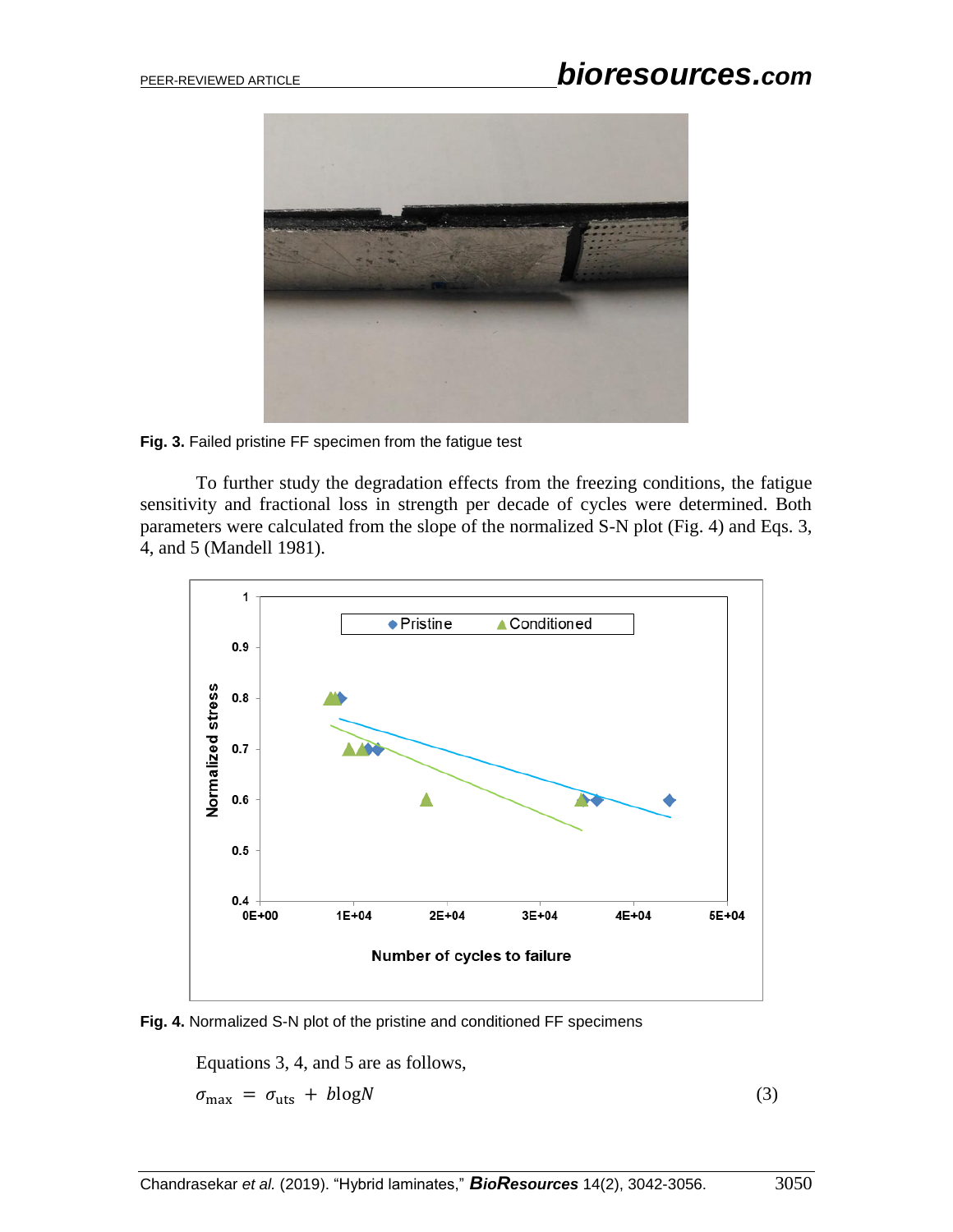Fig. 3. Failed pristine FF specimen from the fatigue test

To further study the degradation effects from the freezing conditions, the fatigue sensitivity and fractional loss in strength per decade of cycles were determined. Both parameters were calculated from the slope of the normalized S-N plot (Fig. 4) and Eqs. 3, 4, and 5 (Mandell 1981).

Fig. 4. Normalized S-N plot of the pristine and conditioned FF specimens

Equations 3, 4, and 5 are as follows,

$$\sigma_{\max} = \sigma_{\text{uts}} + b\log N \tag{3}$$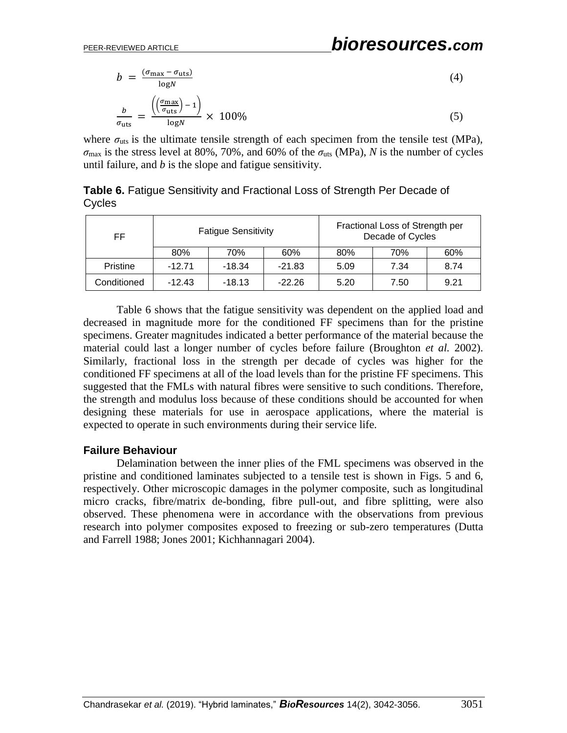$$b = \frac{(\sigma_{\max} - \sigma_{\text{uts}})}{\log N} \tag{4}$$

$$\frac{b}{\sigma_{\text{uts}}} = \frac{\left(\left(\frac{\sigma_{\max}}{\sigma_{\text{uts}}}\right) - 1\right)}{\log N} \times 100\% \tag{5}$$

where $\sigma_{\text{uts}}$ is the ultimate tensile strength of each specimen from the tensile test (MPa), $\sigma_{\max}$ is the stress level at 80%, 70%, and 60% of the $\sigma_{\text{uts}}$ (MPa), $N$ is the number of cycles until failure, and $b$ is the slope and fatigue sensitivity.

**Table 6.** Fatigue Sensitivity and Fractional Loss of Strength Per Decade of Cycles

| FF | Fatigue Sensitivity | | | Fractional Loss of Strength per Decade of Cycles | | |
|---|---|---|---|---|---|---|
| | 80% | 70% | 60% | 80% | 70% | 60% |
| Pristine | -12.71 | -18.34 | -21.83 | 5.09 | 7.34 | 8.74 |
| Conditioned | -12.43 | -18.13 | -22.26 | 5.20 | 7.50 | 9.21 |

Table 6 shows that the fatigue sensitivity was dependent on the applied load and decreased in magnitude more for the conditioned FF specimens than for the pristine specimens. Greater magnitudes indicated a better performance of the material because the material could last a longer number of cycles before failure (Broughton *et al.* 2002). Similarly, fractional loss in the strength per decade of cycles was higher for the conditioned FF specimens at all of the load levels than for the pristine FF specimens. This suggested that the FMLs with natural fibres were sensitive to such conditions. Therefore, the strength and modulus loss because of these conditions should be accounted for when designing these materials for use in aerospace applications, where the material is expected to operate in such environments during their service life.

### Failure Behaviour

Delamination between the inner plies of the FML specimens was observed in the pristine and conditioned laminates subjected to a tensile test is shown in Figs. 5 and 6, respectively. Other microscopic damages in the polymer composite, such as longitudinal micro cracks, fibre/matrix de-bonding, fibre pull-out, and fibre splitting, were also observed. These phenomena were in accordance with the observations from previous research into polymer composites exposed to freezing or sub-zero temperatures (Dutta and Farrell 1988; Jones 2001; Kichhannagari 2004).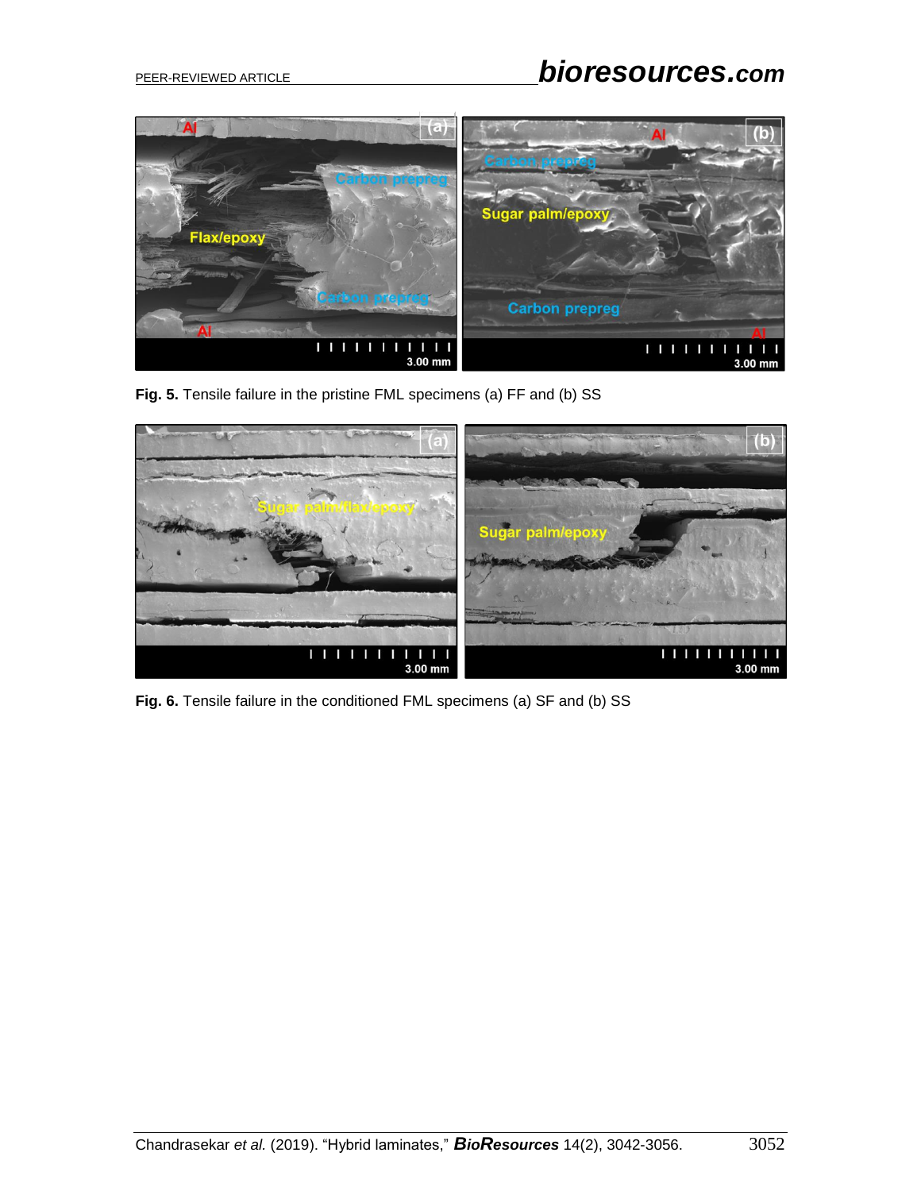**Fig. 5.** Tensile failure in the pristine FML specimens (a) FF and (b) SS

**Fig. 6.** Tensile failure in the conditioned FML specimens (a) SF and (b) SS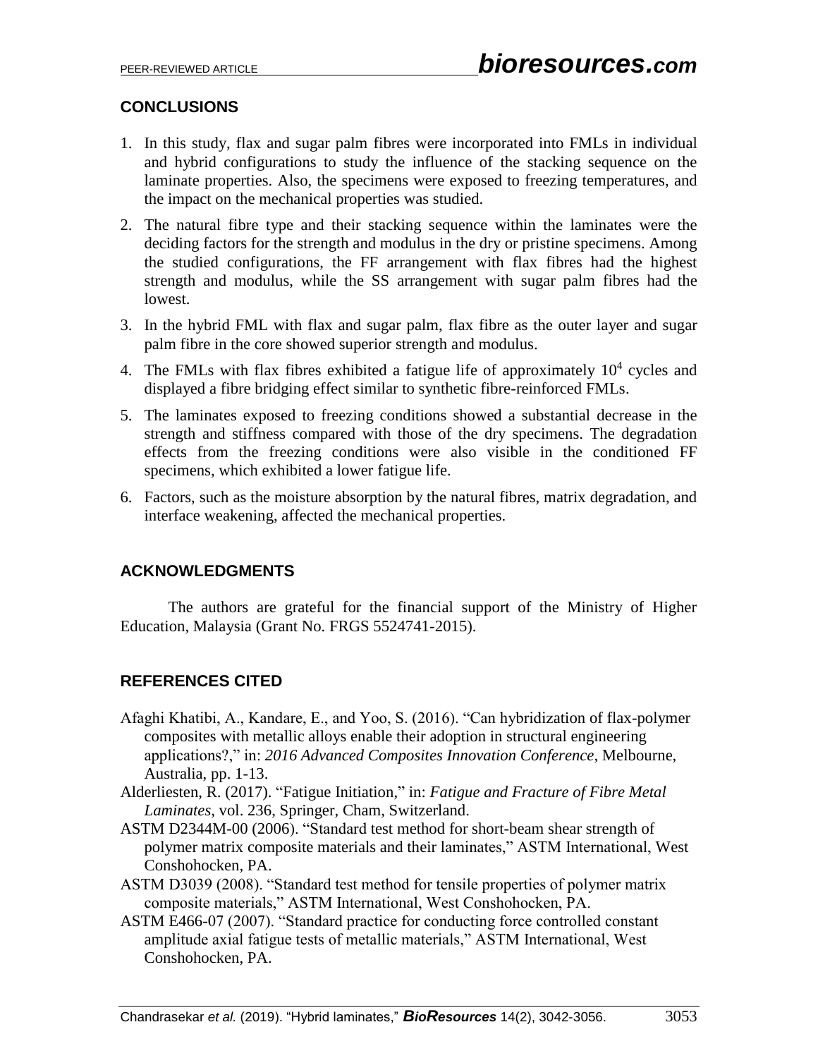## CONCLUSIONS

1. In this study, flax and sugar palm fibres were incorporated into FMLs in individual and hybrid configurations to study the influence of the stacking sequence on the laminate properties. Also, the specimens were exposed to freezing temperatures, and the impact on the mechanical properties was studied.
2. The natural fibre type and their stacking sequence within the laminates were the deciding factors for the strength and modulus in the dry or pristine specimens. Among the studied configurations, the FF arrangement with flax fibres had the highest strength and modulus, while the SS arrangement with sugar palm fibres had the lowest.
3. In the hybrid FML with flax and sugar palm, flax fibre as the outer layer and sugar palm fibre in the core showed superior strength and modulus.
4. The FMLs with flax fibres exhibited a fatigue life of approximately $10^4$ cycles and displayed a fibre bridging effect similar to synthetic fibre-reinforced FMLs.
5. The laminates exposed to freezing conditions showed a substantial decrease in the strength and stiffness compared with those of the dry specimens. The degradation effects from the freezing conditions were also visible in the conditioned FF specimens, which exhibited a lower fatigue life.
6. Factors, such as the moisture absorption by the natural fibres, matrix degradation, and interface weakening, affected the mechanical properties.

## ACKNOWLEDGMENTS

The authors are grateful for the financial support of the Ministry of Higher Education, Malaysia (Grant No. FRGS 5524741-2015).

## REFERENCES CITED

Afaghi Khatibi, A., Kandare, E., and Yoo, S. (2016). "Can hybridization of flax-polymer composites with metallic alloys enable their adoption in structural engineering applications?," in: *2016 Advanced Composites Innovation Conference*, Melbourne, Australia, pp. 1-13.

Alderliesten, R. (2017). "Fatigue Initiation," in: *Fatigue and Fracture of Fibre Metal Laminates*, vol. 236, Springer, Cham, Switzerland.

ASTM D2344M-00 (2006). "Standard test method for short-beam shear strength of polymer matrix composite materials and their laminates," ASTM International, West Conshohocken, PA.

ASTM D3039 (2008). "Standard test method for tensile properties of polymer matrix composite materials," ASTM International, West Conshohocken, PA.

ASTM E466-07 (2007). "Standard practice for conducting force controlled constant amplitude axial fatigue tests of metallic materials," ASTM International, West Conshohocken, PA.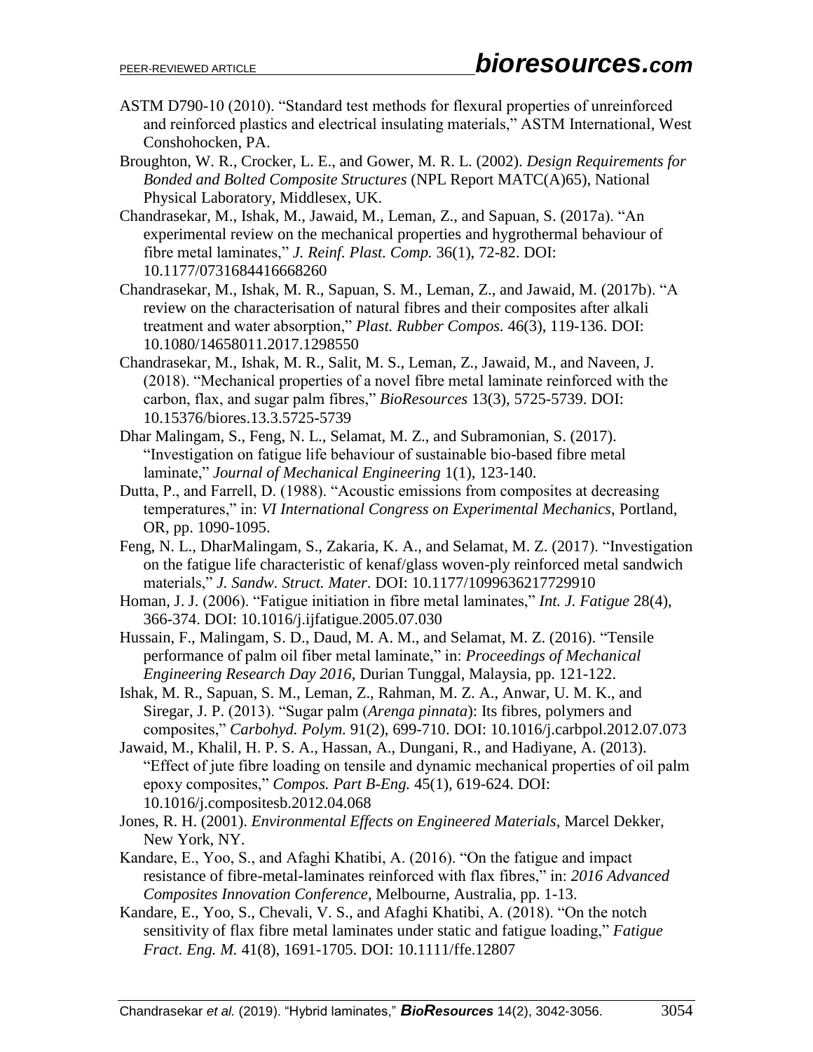ASTM D790-10 (2010). "Standard test methods for flexural properties of unreinforced and reinforced plastics and electrical insulating materials," ASTM International, West Conshohocken, PA.

Broughton, W. R., Crocker, L. E., and Gower, M. R. L. (2002). *Design Requirements for Bonded and Bolted Composite Structures* (NPL Report MATC(A)65), National Physical Laboratory, Middlesex, UK.

Chandrasekar, M., Ishak, M., Jawaid, M., Leman, Z., and Sapuan, S. (2017a). "An experimental review on the mechanical properties and hygrothermal behaviour of fibre metal laminates," *J. Reinf. Plast. Comp.* 36(1), 72-82. DOI: 10.1177/0731684416668260

Chandrasekar, M., Ishak, M. R., Sapuan, S. M., Leman, Z., and Jawaid, M. (2017b). "A review on the characterisation of natural fibres and their composites after alkali treatment and water absorption," *Plast. Rubber Compos.* 46(3), 119-136. DOI: 10.1080/14658011.2017.1298550

Chandrasekar, M., Ishak, M. R., Salit, M. S., Leman, Z., Jawaid, M., and Naveen, J. (2018). "Mechanical properties of a novel fibre metal laminate reinforced with the carbon, flax, and sugar palm fibres," *BioResources* 13(3), 5725-5739. DOI: 10.15376/biores.13.3.5725-5739

Dhar Malingam, S., Feng, N. L., Selamat, M. Z., and Subramonian, S. (2017). "Investigation on fatigue life behaviour of sustainable bio-based fibre metal laminate," *Journal of Mechanical Engineering* 1(1), 123-140.

Dutta, P., and Farrell, D. (1988). "Acoustic emissions from composites at decreasing temperatures," in: *VI International Congress on Experimental Mechanics*, Portland, OR, pp. 1090-1095.

Feng, N. L., DharMalingam, S., Zakaria, K. A., and Selamat, M. Z. (2017). "Investigation on the fatigue life characteristic of kenaf/glass woven-ply reinforced metal sandwich materials," *J. Sandw. Struct. Mater*. DOI: 10.1177/1099636217729910

Homan, J. J. (2006). "Fatigue initiation in fibre metal laminates," *Int. J. Fatigue* 28(4), 366-374. DOI: 10.1016/j.ijfatigue.2005.07.030

Hussain, F., Malingam, S. D., Daud, M. A. M., and Selamat, M. Z. (2016). "Tensile performance of palm oil fiber metal laminate," in: *Proceedings of Mechanical Engineering Research Day 2016*, Durian Tunggal, Malaysia, pp. 121-122.

Ishak, M. R., Sapuan, S. M., Leman, Z., Rahman, M. Z. A., Anwar, U. M. K., and Siregar, J. P. (2013). "Sugar palm (*Arenga pinnata*): Its fibres, polymers and composites," *Carbohyd. Polym.* 91(2), 699-710. DOI: 10.1016/j.carbpol.2012.07.073

Jawaid, M., Khalil, H. P. S. A., Hassan, A., Dungani, R., and Hadiyane, A. (2013). "Effect of jute fibre loading on tensile and dynamic mechanical properties of oil palm epoxy composites," *Compos. Part B-Eng.* 45(1), 619-624. DOI: 10.1016/j.compositesb.2012.04.068

Jones, R. H. (2001). *Environmental Effects on Engineered Materials*, Marcel Dekker, New York, NY.

Kandare, E., Yoo, S., and Afaghi Khatibi, A. (2016). "On the fatigue and impact resistance of fibre-metal-laminates reinforced with flax fibres," in: *2016 Advanced Composites Innovation Conference*, Melbourne, Australia, pp. 1-13.

Kandare, E., Yoo, S., Chevali, V. S., and Afaghi Khatibi, A. (2018). "On the notch sensitivity of flax fibre metal laminates under static and fatigue loading," *Fatigue Fract. Eng. M.* 41(8), 1691-1705. DOI: 10.1111/ffe.12807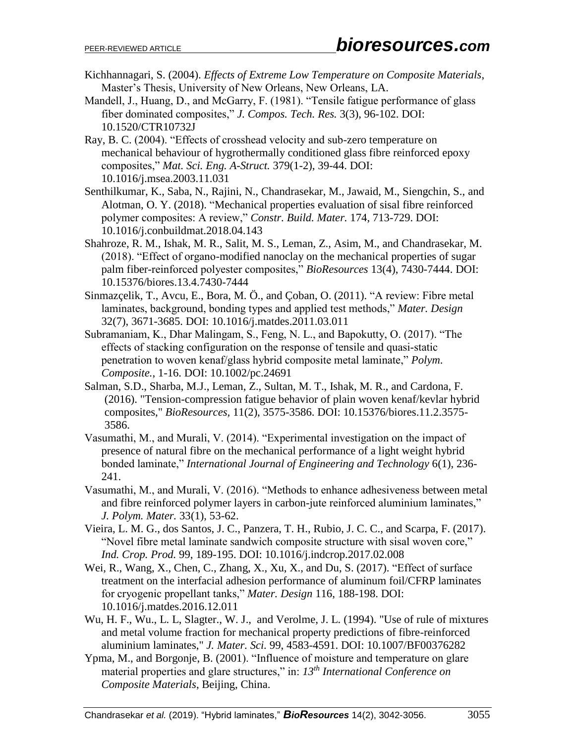Kichhannagari, S. (2004). *Effects of Extreme Low Temperature on Composite Materials*, Master's Thesis, University of New Orleans, New Orleans, LA.

Mandell, J., Huang, D., and McGarry, F. (1981). "Tensile fatigue performance of glass fiber dominated composites," *J. Compos. Tech. Res.* 3(3), 96-102. DOI: 10.1520/CTR10732J

Ray, B. C. (2004). "Effects of crosshead velocity and sub-zero temperature on mechanical behaviour of hygrothermally conditioned glass fibre reinforced epoxy composites," *Mat. Sci. Eng. A-Struct.* 379(1-2), 39-44. DOI: 10.1016/j.msea.2003.11.031

Senthilkumar, K., Saba, N., Rajini, N., Chandrasekar, M., Jawaid, M., Siengchin, S., and Alotman, O. Y. (2018). "Mechanical properties evaluation of sisal fibre reinforced polymer composites: A review," *Constr. Build. Mater.* 174, 713-729. DOI: 10.1016/j.conbuildmat.2018.04.143

Shahroze, R. M., Ishak, M. R., Salit, M. S., Leman, Z., Asim, M., and Chandrasekar, M. (2018). "Effect of organo-modified nanoclay on the mechanical properties of sugar palm fiber-reinforced polyester composites," *BioResources* 13(4), 7430-7444. DOI: 10.15376/biores.13.4.7430-7444

Sinmazçelik, T., Avcu, E., Bora, M. Ö., and Çoban, O. (2011). "A review: Fibre metal laminates, background, bonding types and applied test methods," *Mater. Design* 32(7), 3671-3685. DOI: 10.1016/j.matdes.2011.03.011

Subramaniam, K., Dhar Malingam, S., Feng, N. L., and Bapokutty, O. (2017). "The effects of stacking configuration on the response of tensile and quasi-static penetration to woven kenaf/glass hybrid composite metal laminate," *Polym. Composite.*, 1-16. DOI: 10.1002/pc.24691

Salman, S.D., Sharba, M.J., Leman, Z., Sultan, M. T., Ishak, M. R., and Cardona, F. (2016). "Tension-compression fatigue behavior of plain woven kenaf/kevlar hybrid composites," *BioResources*, 11(2), 3575-3586. DOI: 10.15376/biores.11.2.3575-3586.

Vasumathi, M., and Murali, V. (2014). "Experimental investigation on the impact of presence of natural fibre on the mechanical performance of a light weight hybrid bonded laminate," *International Journal of Engineering and Technology* 6(1), 236-241.

Vasumathi, M., and Murali, V. (2016). "Methods to enhance adhesiveness between metal and fibre reinforced polymer layers in carbon-jute reinforced aluminium laminates," *J. Polym. Mater.* 33(1), 53-62.

Vieira, L. M. G., dos Santos, J. C., Panzera, T. H., Rubio, J. C. C., and Scarpa, F. (2017). "Novel fibre metal laminate sandwich composite structure with sisal woven core," *Ind. Crop. Prod.* 99, 189-195. DOI: 10.1016/j.indcrop.2017.02.008

Wei, R., Wang, X., Chen, C., Zhang, X., Xu, X., and Du, S. (2017). "Effect of surface treatment on the interfacial adhesion performance of aluminum foil/CFRP laminates for cryogenic propellant tanks," *Mater. Design* 116, 188-198. DOI: 10.1016/j.matdes.2016.12.011

Wu, H. F., Wu., L. L, Slagter., W. J., and Verolme, J. L. (1994). "Use of rule of mixtures and metal volume fraction for mechanical property predictions of fibre-reinforced aluminium laminates," *J. Mater. Sci.* 99, 4583-4591. DOI: 10.1007/BF00376282

Ypma, M., and Borgonje, B. (2001). "Influence of moisture and temperature on glare material properties and glare structures," in: *13th International Conference on Composite Materials*, Beijing, China.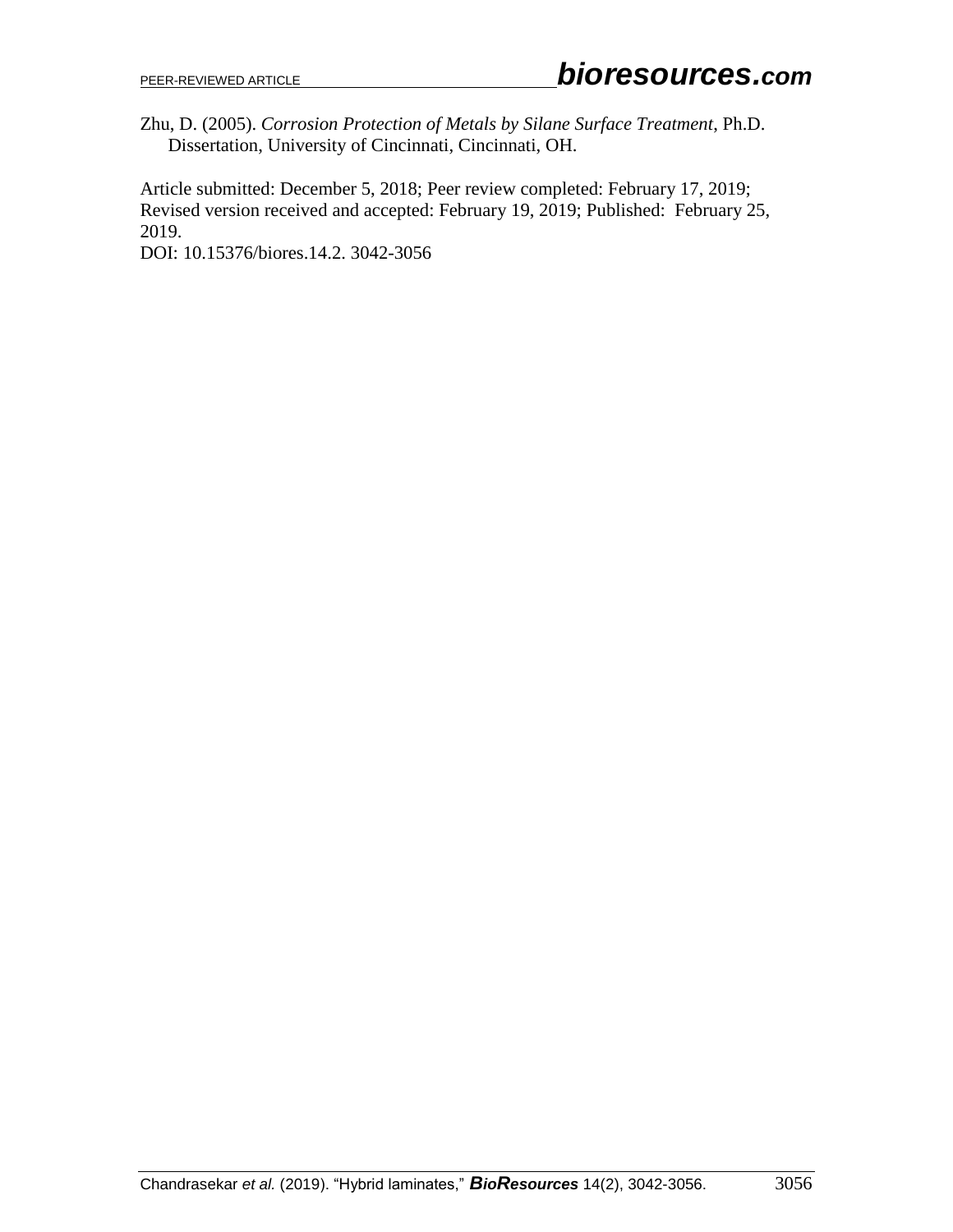Zhu, D. (2005). *Corrosion Protection of Metals by Silane Surface Treatment*, Ph.D. Dissertation, University of Cincinnati, Cincinnati, OH.

Article submitted: December 5, 2018; Peer review completed: February 17, 2019; Revised version received and accepted: February 19, 2019; Published: February 25, 2019.

DOI: 10.15376/biores.14.2. 3042-3056